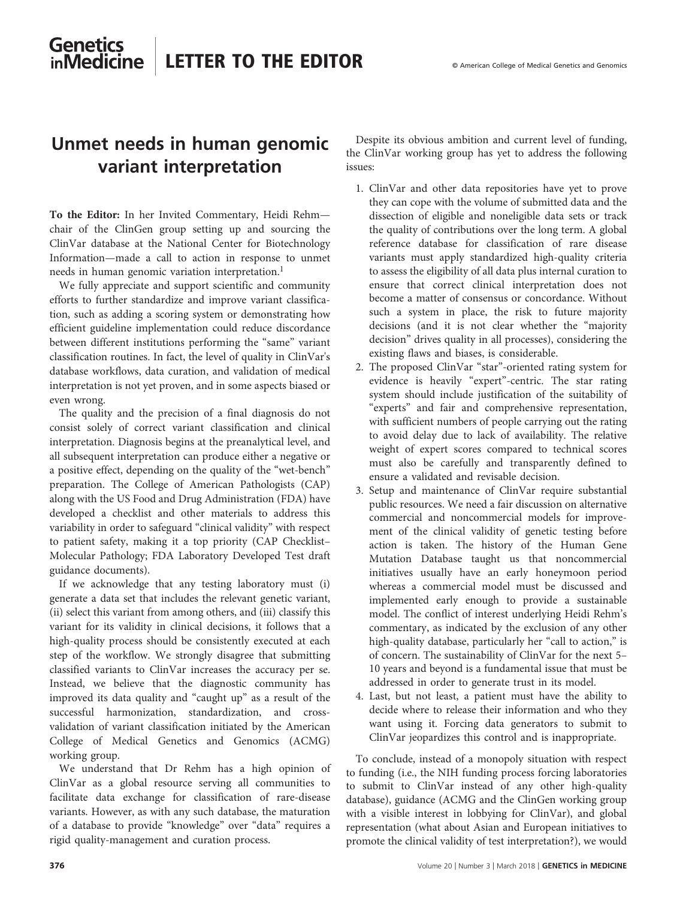# Unmet needs in human genomic variant interpretation

**To the Editor:** In her Invited Commentary, Heidi Rehm—chair of the ClinGen group setting up and sourcing the ClinVar database at the National Center for Biotechnology Information—made a call to action in response to unmet needs in human genomic variation interpretation.[1]

We fully appreciate and support scientific and community efforts to further standardize and improve variant classification, such as adding a scoring system or demonstrating how efficient guideline implementation could reduce discordance between different institutions performing the "same" variant classification routines. In fact, the level of quality in ClinVar's database workflows, data curation, and validation of medical interpretation is not yet proven, and in some aspects biased or even wrong.

The quality and the precision of a final diagnosis do not consist solely of correct variant classification and clinical interpretation. Diagnosis begins at the preanalytical level, and all subsequent interpretation can produce either a negative or a positive effect, depending on the quality of the "wet-bench" preparation. The College of American Pathologists (CAP) along with the US Food and Drug Administration (FDA) have developed a checklist and other materials to address this variability in order to safeguard "clinical validity" with respect to patient safety, making it a top priority (CAP Checklist–Molecular Pathology; FDA Laboratory Developed Test draft guidance documents).

If we acknowledge that any testing laboratory must (i) generate a data set that includes the relevant genetic variant, (ii) select this variant from among others, and (iii) classify this variant for its validity in clinical decisions, it follows that a high-quality process should be consistently executed at each step of the workflow. We strongly disagree that submitting classified variants to ClinVar increases the accuracy per se. Instead, we believe that the diagnostic community has improved its data quality and "caught up" as a result of the successful harmonization, standardization, and cross-validation of variant classification initiated by the American College of Medical Genetics and Genomics (ACMG) working group.

We understand that Dr Rehm has a high opinion of ClinVar as a global resource serving all communities to facilitate data exchange for classification of rare-disease variants. However, as with any such database, the maturation of a database to provide "knowledge" over "data" requires a rigid quality-management and curation process.

Despite its obvious ambition and current level of funding, the ClinVar working group has yet to address the following issues:

1. ClinVar and other data repositories have yet to prove they can cope with the volume of submitted data and the dissection of eligible and noneligible data sets or track the quality of contributions over the long term. A global reference database for classification of rare disease variants must apply standardized high-quality criteria to assess the eligibility of all data plus internal curation to ensure that correct clinical interpretation does not become a matter of consensus or concordance. Without such a system in place, the risk to future majority decisions (and it is not clear whether the "majority decision" drives quality in all processes), considering the existing flaws and biases, is considerable.
2. The proposed ClinVar "star"-oriented rating system for evidence is heavily "expert"-centric. The star rating system should include justification of the suitability of "experts" and fair and comprehensive representation, with sufficient numbers of people carrying out the rating to avoid delay due to lack of availability. The relative weight of expert scores compared to technical scores must also be carefully and transparently defined to ensure a validated and revisable decision.
3. Setup and maintenance of ClinVar require substantial public resources. We need a fair discussion on alternative commercial and noncommercial models for improvement of the clinical validity of genetic testing before action is taken. The history of the Human Gene Mutation Database taught us that noncommercial initiatives usually have an early honeymoon period whereas a commercial model must be discussed and implemented early enough to provide a sustainable model. The conflict of interest underlying Heidi Rehm's commentary, as indicated by the exclusion of any other high-quality database, particularly her "call to action," is of concern. The sustainability of ClinVar for the next 5–10 years and beyond is a fundamental issue that must be addressed in order to generate trust in its model.
4. Last, but not least, a patient must have the ability to decide where to release their information and who they want using it. Forcing data generators to submit to ClinVar jeopardizes this control and is inappropriate.

To conclude, instead of a monopoly situation with respect to funding (i.e., the NIH funding process forcing laboratories to submit to ClinVar instead of any other high-quality database), guidance (ACMG and the ClinGen working group with a visible interest in lobbying for ClinVar), and global representation (what about Asian and European initiatives to promote the clinical validity of test interpretation?), we would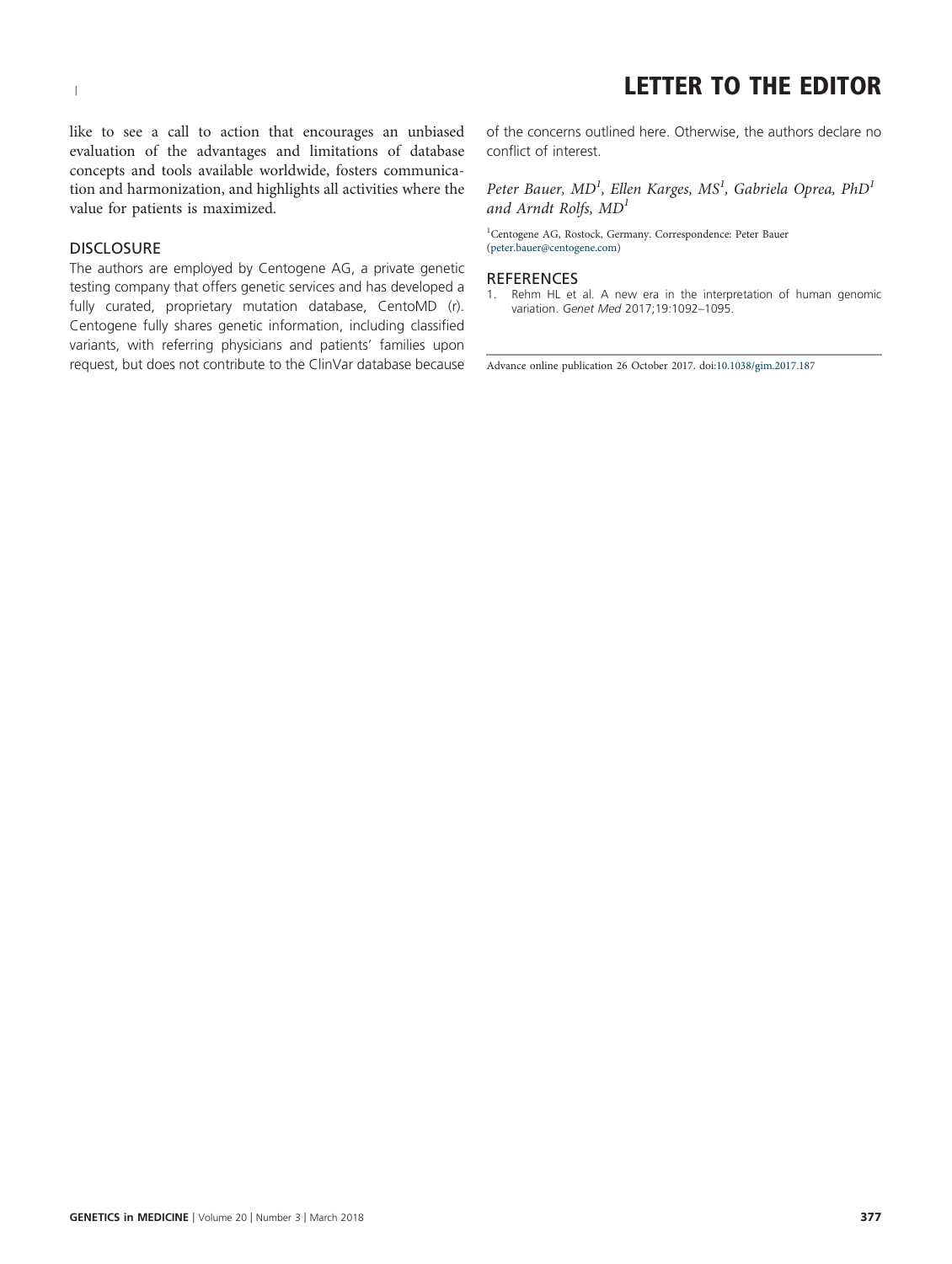like to see a call to action that encourages an unbiased evaluation of the advantages and limitations of database concepts and tools available worldwide, fosters communication and harmonization, and highlights all activities where the value for patients is maximized.

## DISCLOSURE

The authors are employed by Centogene AG, a private genetic testing company that offers genetic services and has developed a fully curated, proprietary mutation database, CentoMD (r). Centogene fully shares genetic information, including classified variants, with referring physicians and patients' families upon request, but does not contribute to the ClinVar database because of the concerns outlined here. Otherwise, the authors declare no conflict of interest.

*Peter Bauer, MD[1], Ellen Karges, MS[1], Gabriela Oprea, PhD[1] and Arndt Rolfs, MD[1]*

[1]Centogene AG, Rostock, Germany. Correspondence: Peter Bauer (peter.bauer@centogene.com)

## REFERENCES

1. Rehm HL et al. A new era in the interpretation of human genomic variation. *Genet Med* 2017;19:1092–1095.

Advance online publication 26 October 2017. doi:10.1038/gim.2017.187